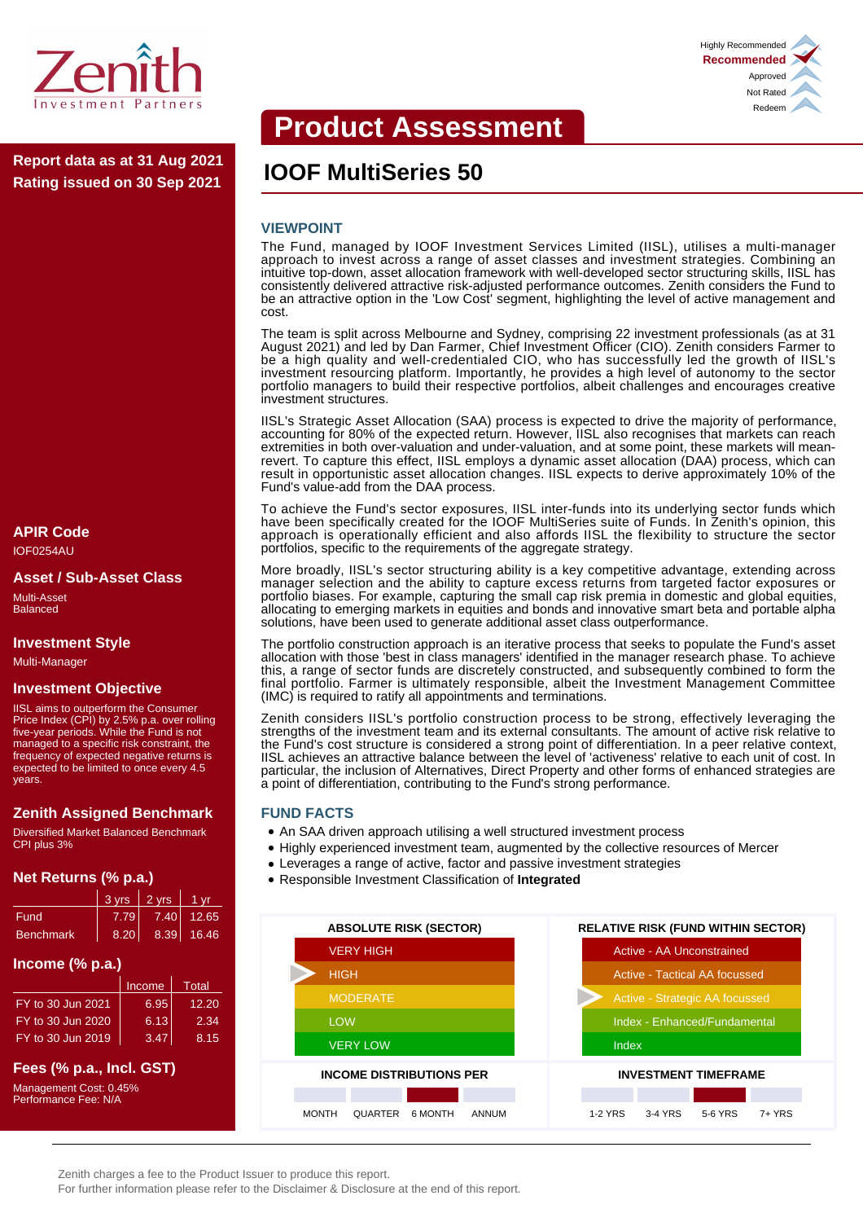Zenith Investment Partners

Highly Recommended
**Recommended**
Approved
Not Rated
Redeem

# Product Assessment

**Report data as at 31 Aug 2021**
**Rating issued on 30 Sep 2021**

## IOOF MultiSeries 50

### VIEWPOINT

The Fund, managed by IOOF Investment Services Limited (IISL), utilises a multi-manager approach to invest across a range of asset classes and investment strategies. Combining an intuitive top-down, asset allocation framework with well-developed sector structuring skills, IISL has consistently delivered attractive risk-adjusted performance outcomes. Zenith considers the Fund to be an attractive option in the 'Low Cost' segment, highlighting the level of active management and cost.

The team is split across Melbourne and Sydney, comprising 22 investment professionals (as at 31 August 2021) and led by Dan Farmer, Chief Investment Officer (CIO). Zenith considers Farmer to be a high quality and well-credentialed CIO, who has successfully led the growth of IISL's investment resourcing platform. Importantly, he provides a high level of autonomy to the sector portfolio managers to build their respective portfolios, albeit challenges and encourages creative investment structures.

IISL's Strategic Asset Allocation (SAA) process is expected to drive the majority of performance, accounting for 80% of the expected return. However, IISL also recognises that markets can reach extremities in both over-valuation and under-valuation, and at some point, these markets will mean-revert. To capture this effect, IISL employs a dynamic asset allocation (DAA) process, which can result in opportunistic asset allocation changes. IISL expects to derive approximately 10% of the Fund's value-add from the DAA process.

To achieve the Fund's sector exposures, IISL inter-funds into its underlying sector funds which have been specifically created for the IOOF MultiSeries suite of Funds. In Zenith's opinion, this approach is operationally efficient and also affords IISL the flexibility to structure the sector portfolios, specific to the requirements of the aggregate strategy.

More broadly, IISL's sector structuring ability is a key competitive advantage, extending across manager selection and the ability to capture excess returns from targeted factor exposures or portfolio biases. For example, capturing the small cap risk premia in domestic and global equities, allocating to emerging markets in equities and bonds and innovative smart beta and portable alpha solutions, have been used to generate additional asset class outperformance.

The portfolio construction approach is an iterative process that seeks to populate the Fund's asset allocation with those 'best in class managers' identified in the manager research phase. To achieve this, a range of sector funds are discretely constructed, and subsequently combined to form the final portfolio. Farmer is ultimately responsible, albeit the Investment Management Committee (IMC) is required to ratify all appointments and terminations.

Zenith considers IISL's portfolio construction process to be strong, effectively leveraging the strengths of the investment team and its external consultants. The amount of active risk relative to the Fund's cost structure is considered a strong point of differentiation. In a peer relative context, IISL achieves an attractive balance between the level of 'activeness' relative to each unit of cost. In particular, the inclusion of Alternatives, Direct Property and other forms of enhanced strategies are a point of differentiation, contributing to the Fund's strong performance.

### FUND FACTS

- An SAA driven approach utilising a well structured investment process
- Highly experienced investment team, augmented by the collective resources of Mercer
- Leverages a range of active, factor and passive investment strategies
- Responsible Investment Classification of **Integrated**

| ABSOLUTE RISK (SECTOR) | RELATIVE RISK (FUND WITHIN SECTOR) |
|---|---|
| VERY HIGH | Active - AA Unconstrained |
| ▶ HIGH | Active - Tactical AA focussed |
| MODERATE | ▶ Active - Strategic AA focussed |
| LOW | Index - Enhanced/Fundamental |
| VERY LOW | Index |

**INCOME DISTRIBUTIONS PER**: MONTH | QUARTER | **6 MONTH** (selected) | ANNUM

**INVESTMENT TIMEFRAME**: 1-2 YRS | 3-4 YRS | **5-6 YRS** (selected) | 7+ YRS

### APIR Code

IOF0254AU

### Asset / Sub-Asset Class

Multi-Asset
Balanced

### Investment Style

Multi-Manager

### Investment Objective

IISL aims to outperform the Consumer Price Index (CPI) by 2.5% p.a. over rolling five-year periods. While the Fund is not managed to a specific risk constraint, the frequency of expected negative returns is expected to be limited to once every 4.5 years.

### Zenith Assigned Benchmark

Diversified Market Balanced Benchmark
CPI plus 3%

### Net Returns (% p.a.)

| | 3 yrs | 2 yrs | 1 yr |
|---|---|---|---|
| Fund | 7.79 | 7.40 | 12.65 |
| Benchmark | 8.20 | 8.39 | 16.46 |

### Income (% p.a.)

| | Income | Total |
|---|---|---|
| FY to 30 Jun 2021 | 6.95 | 12.20 |
| FY to 30 Jun 2020 | 6.13 | 2.34 |
| FY to 30 Jun 2019 | 3.47 | 8.15 |

### Fees (% p.a., Incl. GST)

Management Cost: 0.45%
Performance Fee: N/A

Zenith charges a fee to the Product Issuer to produce this report.
For further information please refer to the Disclaimer & Disclosure at the end of this report.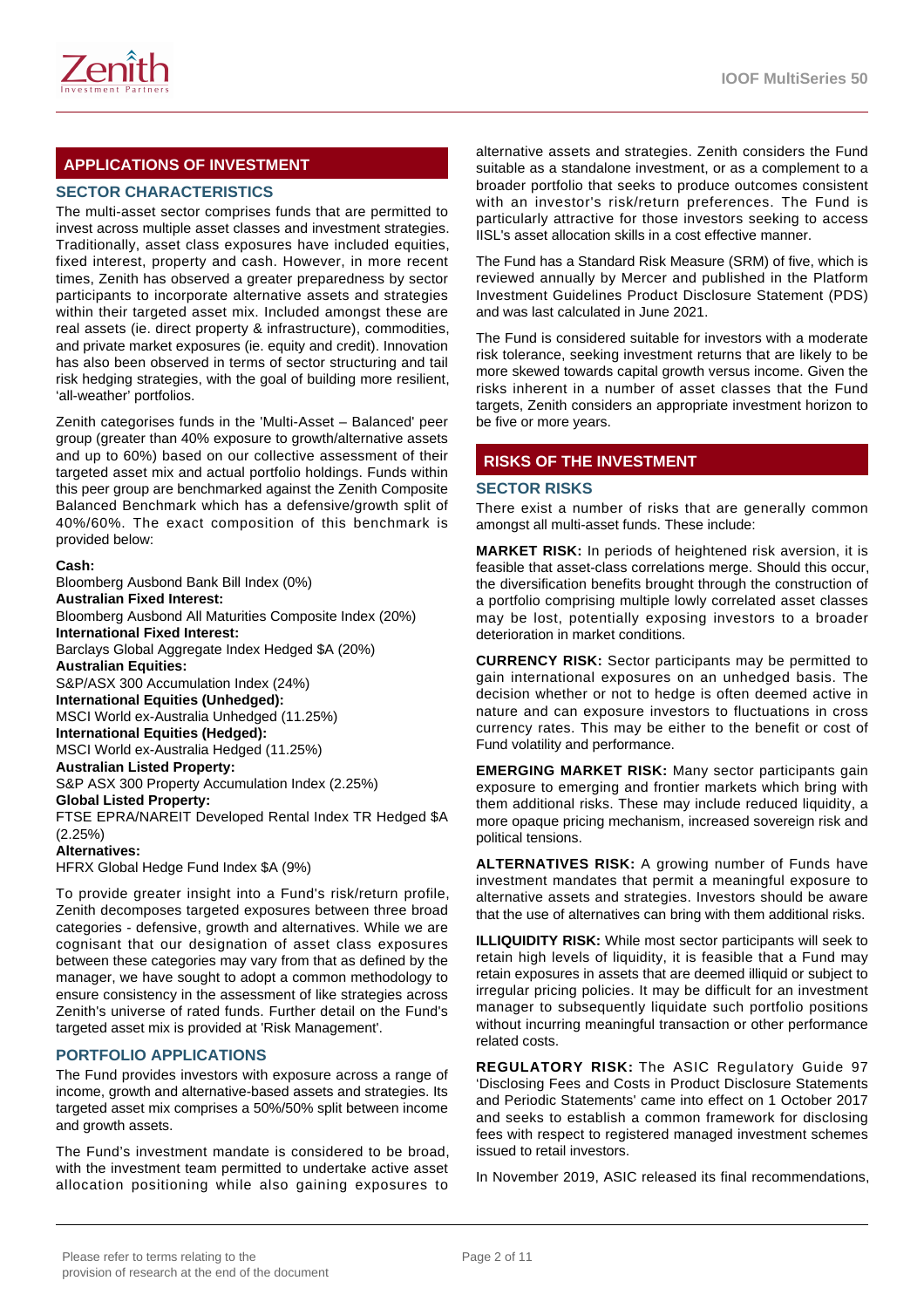## APPLICATIONS OF INVESTMENT

### SECTOR CHARACTERISTICS

The multi-asset sector comprises funds that are permitted to invest across multiple asset classes and investment strategies. Traditionally, asset class exposures have included equities, fixed interest, property and cash. However, in more recent times, Zenith has observed a greater preparedness by sector participants to incorporate alternative assets and strategies within their targeted asset mix. Included amongst these are real assets (ie. direct property & infrastructure), commodities, and private market exposures (ie. equity and credit). Innovation has also been observed in terms of sector structuring and tail risk hedging strategies, with the goal of building more resilient, 'all-weather' portfolios.

Zenith categorises funds in the 'Multi-Asset – Balanced' peer group (greater than 40% exposure to growth/alternative assets and up to 60%) based on our collective assessment of their targeted asset mix and actual portfolio holdings. Funds within this peer group are benchmarked against the Zenith Composite Balanced Benchmark which has a defensive/growth split of 40%/60%. The exact composition of this benchmark is provided below:

**Cash:**
Bloomberg Ausbond Bank Bill Index (0%)
**Australian Fixed Interest:**
Bloomberg Ausbond All Maturities Composite Index (20%)
**International Fixed Interest:**
Barclays Global Aggregate Index Hedged $A (20%)
**Australian Equities:**
S&P/ASX 300 Accumulation Index (24%)
**International Equities (Unhedged):**
MSCI World ex-Australia Unhedged (11.25%)
**International Equities (Hedged):**
MSCI World ex-Australia Hedged (11.25%)
**Australian Listed Property:**
S&P ASX 300 Property Accumulation Index (2.25%)
**Global Listed Property:**
FTSE EPRA/NAREIT Developed Rental Index TR Hedged $A (2.25%)
**Alternatives:**
HFRX Global Hedge Fund Index $A (9%)

To provide greater insight into a Fund's risk/return profile, Zenith decomposes targeted exposures between three broad categories - defensive, growth and alternatives. While we are cognisant that our designation of asset class exposures between these categories may vary from that as defined by the manager, we have sought to adopt a common methodology to ensure consistency in the assessment of like strategies across Zenith's universe of rated funds. Further detail on the Fund's targeted asset mix is provided at 'Risk Management'.

### PORTFOLIO APPLICATIONS

The Fund provides investors with exposure across a range of income, growth and alternative-based assets and strategies. Its targeted asset mix comprises a 50%/50% split between income and growth assets.

The Fund's investment mandate is considered to be broad, with the investment team permitted to undertake active asset allocation positioning while also gaining exposures to alternative assets and strategies. Zenith considers the Fund suitable as a standalone investment, or as a complement to a broader portfolio that seeks to produce outcomes consistent with an investor's risk/return preferences. The Fund is particularly attractive for those investors seeking to access IISL's asset allocation skills in a cost effective manner.

The Fund has a Standard Risk Measure (SRM) of five, which is reviewed annually by Mercer and published in the Platform Investment Guidelines Product Disclosure Statement (PDS) and was last calculated in June 2021.

The Fund is considered suitable for investors with a moderate risk tolerance, seeking investment returns that are likely to be more skewed towards capital growth versus income. Given the risks inherent in a number of asset classes that the Fund targets, Zenith considers an appropriate investment horizon to be five or more years.

## RISKS OF THE INVESTMENT

### SECTOR RISKS

There exist a number of risks that are generally common amongst all multi-asset funds. These include:

**MARKET RISK:** In periods of heightened risk aversion, it is feasible that asset-class correlations merge. Should this occur, the diversification benefits brought through the construction of a portfolio comprising multiple lowly correlated asset classes may be lost, potentially exposing investors to a broader deterioration in market conditions.

**CURRENCY RISK:** Sector participants may be permitted to gain international exposures on an unhedged basis. The decision whether or not to hedge is often deemed active in nature and can exposure investors to fluctuations in cross currency rates. This may be either to the benefit or cost of Fund volatility and performance.

**EMERGING MARKET RISK:** Many sector participants gain exposure to emerging and frontier markets which bring with them additional risks. These may include reduced liquidity, a more opaque pricing mechanism, increased sovereign risk and political tensions.

**ALTERNATIVES RISK:** A growing number of Funds have investment mandates that permit a meaningful exposure to alternative assets and strategies. Investors should be aware that the use of alternatives can bring with them additional risks.

**ILLIQUIDITY RISK:** While most sector participants will seek to retain high levels of liquidity, it is feasible that a Fund may retain exposures in assets that are deemed illiquid or subject to irregular pricing policies. It may be difficult for an investment manager to subsequently liquidate such portfolio positions without incurring meaningful transaction or other performance related costs.

**REGULATORY RISK:** The ASIC Regulatory Guide 97 'Disclosing Fees and Costs in Product Disclosure Statements and Periodic Statements' came into effect on 1 October 2017 and seeks to establish a common framework for disclosing fees with respect to registered managed investment schemes issued to retail investors.

In November 2019, ASIC released its final recommendations,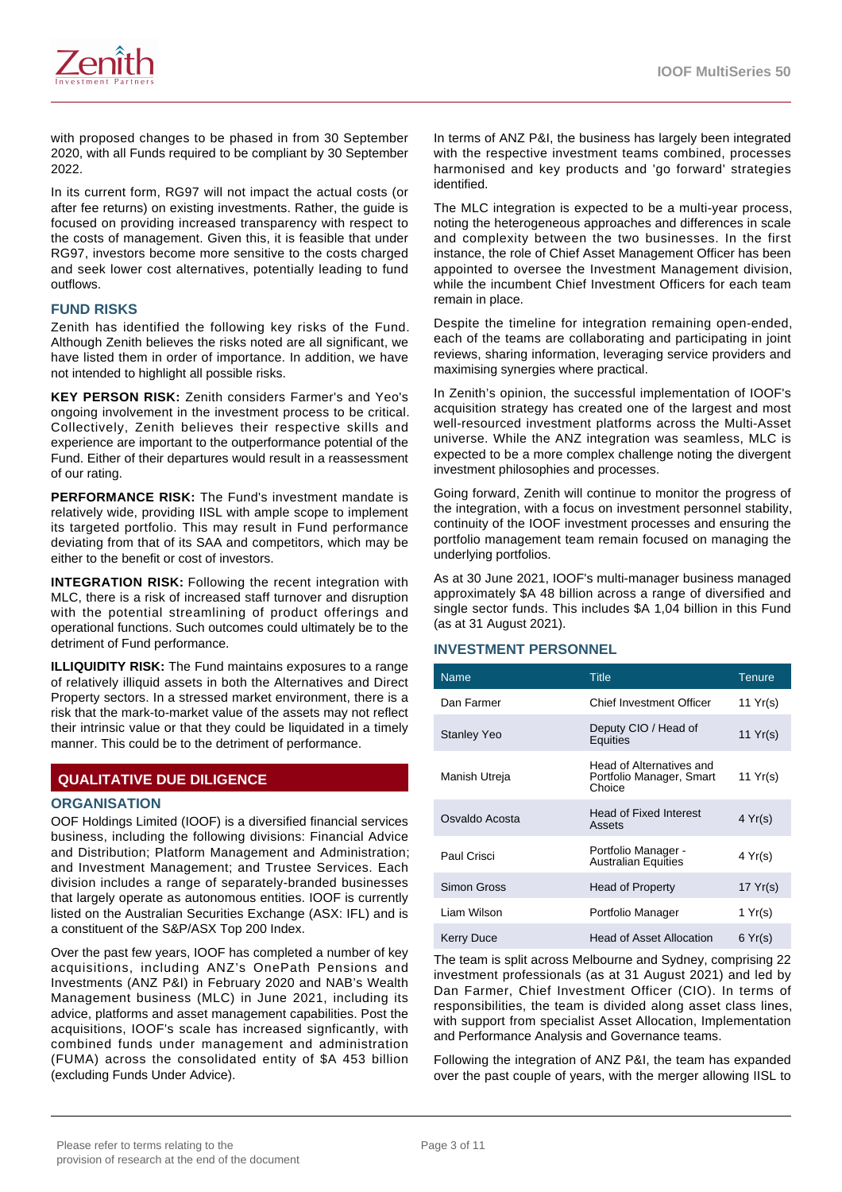with proposed changes to be phased in from 30 September 2020, with all Funds required to be compliant by 30 September 2022.

In its current form, RG97 will not impact the actual costs (or after fee returns) on existing investments. Rather, the guide is focused on providing increased transparency with respect to the costs of management. Given this, it is feasible that under RG97, investors become more sensitive to the costs charged and seek lower cost alternatives, potentially leading to fund outflows.

### FUND RISKS

Zenith has identified the following key risks of the Fund. Although Zenith believes the risks noted are all significant, we have listed them in order of importance. In addition, we have not intended to highlight all possible risks.

**KEY PERSON RISK:** Zenith considers Farmer's and Yeo's ongoing involvement in the investment process to be critical. Collectively, Zenith believes their respective skills and experience are important to the outperformance potential of the Fund. Either of their departures would result in a reassessment of our rating.

**PERFORMANCE RISK:** The Fund's investment mandate is relatively wide, providing IISL with ample scope to implement its targeted portfolio. This may result in Fund performance deviating from that of its SAA and competitors, which may be either to the benefit or cost of investors.

**INTEGRATION RISK:** Following the recent integration with MLC, there is a risk of increased staff turnover and disruption with the potential streamlining of product offerings and operational functions. Such outcomes could ultimately be to the detriment of Fund performance.

**ILLIQUIDITY RISK:** The Fund maintains exposures to a range of relatively illiquid assets in both the Alternatives and Direct Property sectors. In a stressed market environment, there is a risk that the mark-to-market value of the assets may not reflect their intrinsic value or that they could be liquidated in a timely manner. This could be to the detriment of performance.

## QUALITATIVE DUE DILIGENCE

### ORGANISATION

OOF Holdings Limited (IOOF) is a diversified financial services business, including the following divisions: Financial Advice and Distribution; Platform Management and Administration; and Investment Management; and Trustee Services. Each division includes a range of separately-branded businesses that largely operate as autonomous entities. IOOF is currently listed on the Australian Securities Exchange (ASX: IFL) and is a constituent of the S&P/ASX Top 200 Index.

Over the past few years, IOOF has completed a number of key acquisitions, including ANZ's OnePath Pensions and Investments (ANZ P&I) in February 2020 and NAB's Wealth Management business (MLC) in June 2021, including its advice, platforms and asset management capabilities. Post the acquisitions, IOOF's scale has increased signficantly, with combined funds under management and administration (FUMA) across the consolidated entity of $A 453 billion (excluding Funds Under Advice).

In terms of ANZ P&I, the business has largely been integrated with the respective investment teams combined, processes harmonised and key products and 'go forward' strategies identified.

The MLC integration is expected to be a multi-year process, noting the heterogeneous approaches and differences in scale and complexity between the two businesses. In the first instance, the role of Chief Asset Management Officer has been appointed to oversee the Investment Management division, while the incumbent Chief Investment Officers for each team remain in place.

Despite the timeline for integration remaining open-ended, each of the teams are collaborating and participating in joint reviews, sharing information, leveraging service providers and maximising synergies where practical.

In Zenith's opinion, the successful implementation of IOOF's acquisition strategy has created one of the largest and most well-resourced investment platforms across the Multi-Asset universe. While the ANZ integration was seamless, MLC is expected to be a more complex challenge noting the divergent investment philosophies and processes.

Going forward, Zenith will continue to monitor the progress of the integration, with a focus on investment personnel stability, continuity of the IOOF investment processes and ensuring the portfolio management team remain focused on managing the underlying portfolios.

As at 30 June 2021, IOOF's multi-manager business managed approximately $A 48 billion across a range of diversified and single sector funds. This includes $A 1,04 billion in this Fund (as at 31 August 2021).

### INVESTMENT PERSONNEL

| Name | Title | Tenure |
|---|---|---|
| Dan Farmer | Chief Investment Officer | 11 Yr(s) |
| Stanley Yeo | Deputy CIO / Head of Equities | 11 Yr(s) |
| Manish Utreja | Head of Alternatives and Portfolio Manager, Smart Choice | 11 Yr(s) |
| Osvaldo Acosta | Head of Fixed Interest Assets | 4 Yr(s) |
| Paul Crisci | Portfolio Manager - Australian Equities | 4 Yr(s) |
| Simon Gross | Head of Property | 17 Yr(s) |
| Liam Wilson | Portfolio Manager | 1 Yr(s) |
| Kerry Duce | Head of Asset Allocation | 6 Yr(s) |

The team is split across Melbourne and Sydney, comprising 22 investment professionals (as at 31 August 2021) and led by Dan Farmer, Chief Investment Officer (CIO). In terms of responsibilities, the team is divided along asset class lines, with support from specialist Asset Allocation, Implementation and Performance Analysis and Governance teams.

Following the integration of ANZ P&I, the team has expanded over the past couple of years, with the merger allowing IISL to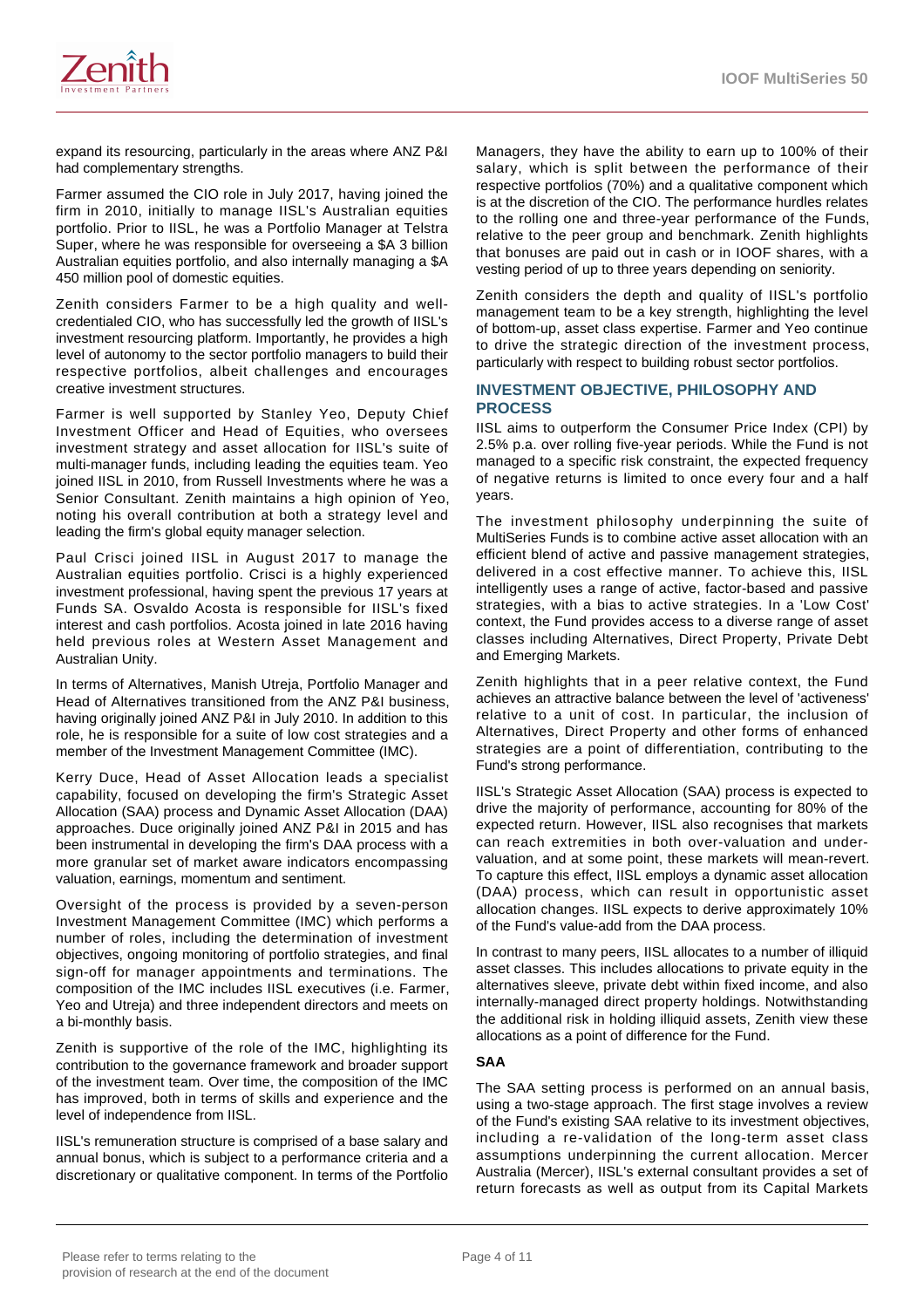expand its resourcing, particularly in the areas where ANZ P&I had complementary strengths.

Farmer assumed the CIO role in July 2017, having joined the firm in 2010, initially to manage IISL's Australian equities portfolio. Prior to IISL, he was a Portfolio Manager at Telstra Super, where he was responsible for overseeing a $A 3 billion Australian equities portfolio, and also internally managing a $A 450 million pool of domestic equities.

Zenith considers Farmer to be a high quality and well-credentialed CIO, who has successfully led the growth of IISL's investment resourcing platform. Importantly, he provides a high level of autonomy to the sector portfolio managers to build their respective portfolios, albeit challenges and encourages creative investment structures.

Farmer is well supported by Stanley Yeo, Deputy Chief Investment Officer and Head of Equities, who oversees investment strategy and asset allocation for IISL's suite of multi-manager funds, including leading the equities team. Yeo joined IISL in 2010, from Russell Investments where he was a Senior Consultant. Zenith maintains a high opinion of Yeo, noting his overall contribution at both a strategy level and leading the firm's global equity manager selection.

Paul Crisci joined IISL in August 2017 to manage the Australian equities portfolio. Crisci is a highly experienced investment professional, having spent the previous 17 years at Funds SA. Osvaldo Acosta is responsible for IISL's fixed interest and cash portfolios. Acosta joined in late 2016 having held previous roles at Western Asset Management and Australian Unity.

In terms of Alternatives, Manish Utreja, Portfolio Manager and Head of Alternatives transitioned from the ANZ P&I business, having originally joined ANZ P&I in July 2010. In addition to this role, he is responsible for a suite of low cost strategies and a member of the Investment Management Committee (IMC).

Kerry Duce, Head of Asset Allocation leads a specialist capability, focused on developing the firm's Strategic Asset Allocation (SAA) process and Dynamic Asset Allocation (DAA) approaches. Duce originally joined ANZ P&I in 2015 and has been instrumental in developing the firm's DAA process with a more granular set of market aware indicators encompassing valuation, earnings, momentum and sentiment.

Oversight of the process is provided by a seven-person Investment Management Committee (IMC) which performs a number of roles, including the determination of investment objectives, ongoing monitoring of portfolio strategies, and final sign-off for manager appointments and terminations. The composition of the IMC includes IISL executives (i.e. Farmer, Yeo and Utreja) and three independent directors and meets on a bi-monthly basis.

Zenith is supportive of the role of the IMC, highlighting its contribution to the governance framework and broader support of the investment team. Over time, the composition of the IMC has improved, both in terms of skills and experience and the level of independence from IISL.

IISL's remuneration structure is comprised of a base salary and annual bonus, which is subject to a performance criteria and a discretionary or qualitative component. In terms of the Portfolio Managers, they have the ability to earn up to 100% of their salary, which is split between the performance of their respective portfolios (70%) and a qualitative component which is at the discretion of the CIO. The performance hurdles relates to the rolling one and three-year performance of the Funds, relative to the peer group and benchmark. Zenith highlights that bonuses are paid out in cash or in IOOF shares, with a vesting period of up to three years depending on seniority.

Zenith considers the depth and quality of IISL's portfolio management team to be a key strength, highlighting the level of bottom-up, asset class expertise. Farmer and Yeo continue to drive the strategic direction of the investment process, particularly with respect to building robust sector portfolios.

## INVESTMENT OBJECTIVE, PHILOSOPHY AND PROCESS

IISL aims to outperform the Consumer Price Index (CPI) by 2.5% p.a. over rolling five-year periods. While the Fund is not managed to a specific risk constraint, the expected frequency of negative returns is limited to once every four and a half years.

The investment philosophy underpinning the suite of MultiSeries Funds is to combine active asset allocation with an efficient blend of active and passive management strategies, delivered in a cost effective manner. To achieve this, IISL intelligently uses a range of active, factor-based and passive strategies, with a bias to active strategies. In a 'Low Cost' context, the Fund provides access to a diverse range of asset classes including Alternatives, Direct Property, Private Debt and Emerging Markets.

Zenith highlights that in a peer relative context, the Fund achieves an attractive balance between the level of 'activeness' relative to a unit of cost. In particular, the inclusion of Alternatives, Direct Property and other forms of enhanced strategies are a point of differentiation, contributing to the Fund's strong performance.

IISL's Strategic Asset Allocation (SAA) process is expected to drive the majority of performance, accounting for 80% of the expected return. However, IISL also recognises that markets can reach extremities in both over-valuation and under-valuation, and at some point, these markets will mean-revert. To capture this effect, IISL employs a dynamic asset allocation (DAA) process, which can result in opportunistic asset allocation changes. IISL expects to derive approximately 10% of the Fund's value-add from the DAA process.

In contrast to many peers, IISL allocates to a number of illiquid asset classes. This includes allocations to private equity in the alternatives sleeve, private debt within fixed income, and also internally-managed direct property holdings. Notwithstanding the additional risk in holding illiquid assets, Zenith view these allocations as a point of difference for the Fund.

### SAA

The SAA setting process is performed on an annual basis, using a two-stage approach. The first stage involves a review of the Fund's existing SAA relative to its investment objectives, including a re-validation of the long-term asset class assumptions underpinning the current allocation. Mercer Australia (Mercer), IISL's external consultant provides a set of return forecasts as well as output from its Capital Markets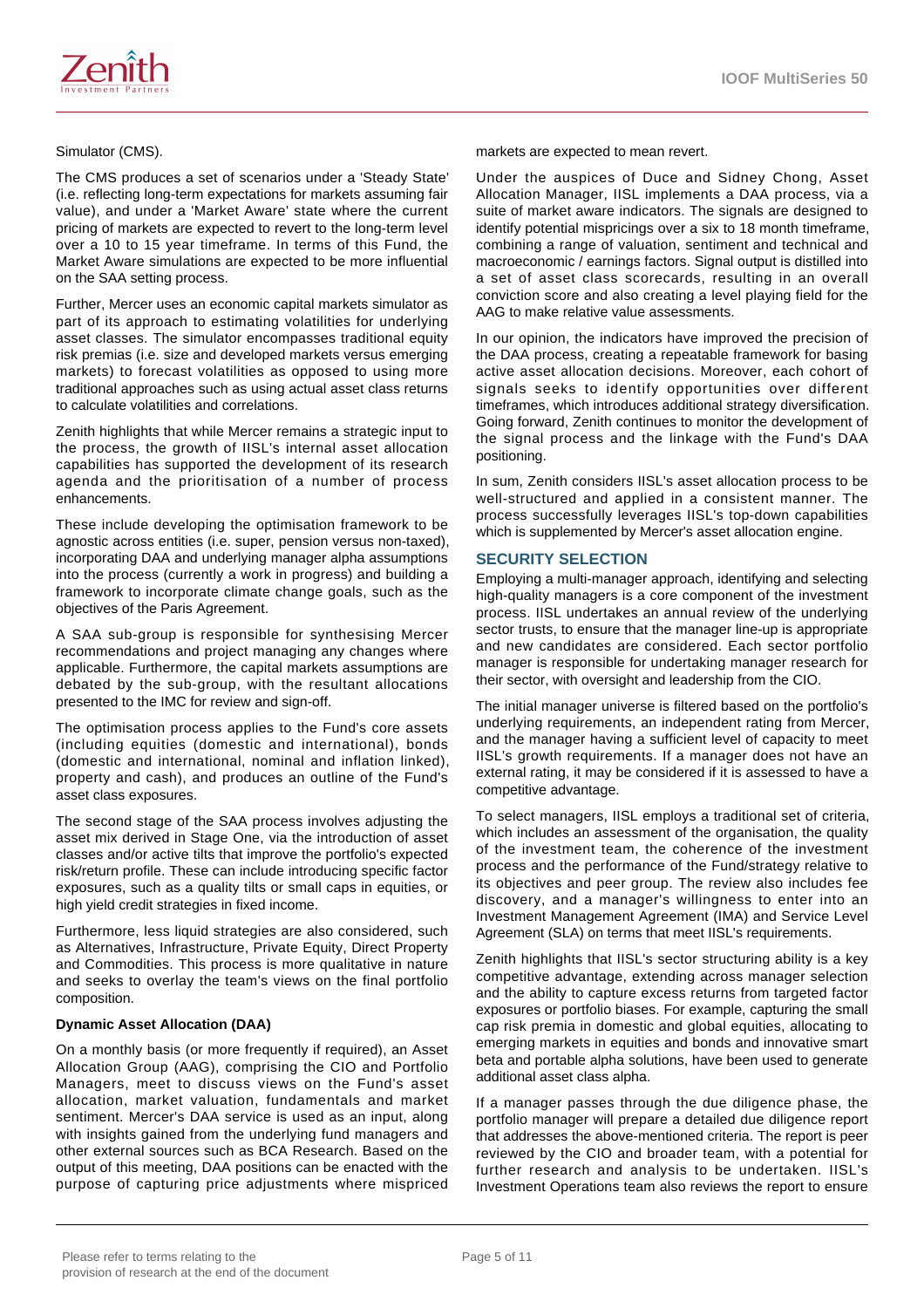Simulator (CMS).

The CMS produces a set of scenarios under a 'Steady State' (i.e. reflecting long-term expectations for markets assuming fair value), and under a 'Market Aware' state where the current pricing of markets are expected to revert to the long-term level over a 10 to 15 year timeframe. In terms of this Fund, the Market Aware simulations are expected to be more influential on the SAA setting process.

Further, Mercer uses an economic capital markets simulator as part of its approach to estimating volatilities for underlying asset classes. The simulator encompasses traditional equity risk premias (i.e. size and developed markets versus emerging markets) to forecast volatilities as opposed to using more traditional approaches such as using actual asset class returns to calculate volatilities and correlations.

Zenith highlights that while Mercer remains a strategic input to the process, the growth of IISL's internal asset allocation capabilities has supported the development of its research agenda and the prioritisation of a number of process enhancements.

These include developing the optimisation framework to be agnostic across entities (i.e. super, pension versus non-taxed), incorporating DAA and underlying manager alpha assumptions into the process (currently a work in progress) and building a framework to incorporate climate change goals, such as the objectives of the Paris Agreement.

A SAA sub-group is responsible for synthesising Mercer recommendations and project managing any changes where applicable. Furthermore, the capital markets assumptions are debated by the sub-group, with the resultant allocations presented to the IMC for review and sign-off.

The optimisation process applies to the Fund's core assets (including equities (domestic and international), bonds (domestic and international, nominal and inflation linked), property and cash), and produces an outline of the Fund's asset class exposures.

The second stage of the SAA process involves adjusting the asset mix derived in Stage One, via the introduction of asset classes and/or active tilts that improve the portfolio's expected risk/return profile. These can include introducing specific factor exposures, such as a quality tilts or small caps in equities, or high yield credit strategies in fixed income.

Furthermore, less liquid strategies are also considered, such as Alternatives, Infrastructure, Private Equity, Direct Property and Commodities. This process is more qualitative in nature and seeks to overlay the team's views on the final portfolio composition.

**Dynamic Asset Allocation (DAA)**

On a monthly basis (or more frequently if required), an Asset Allocation Group (AAG), comprising the CIO and Portfolio Managers, meet to discuss views on the Fund's asset allocation, market valuation, fundamentals and market sentiment. Mercer's DAA service is used as an input, along with insights gained from the underlying fund managers and other external sources such as BCA Research. Based on the output of this meeting, DAA positions can be enacted with the purpose of capturing price adjustments where mispriced markets are expected to mean revert.

Under the auspices of Duce and Sidney Chong, Asset Allocation Manager, IISL implements a DAA process, via a suite of market aware indicators. The signals are designed to identify potential mispricings over a six to 18 month timeframe, combining a range of valuation, sentiment and technical and macroeconomic / earnings factors. Signal output is distilled into a set of asset class scorecards, resulting in an overall conviction score and also creating a level playing field for the AAG to make relative value assessments.

In our opinion, the indicators have improved the precision of the DAA process, creating a repeatable framework for basing active asset allocation decisions. Moreover, each cohort of signals seeks to identify opportunities over different timeframes, which introduces additional strategy diversification. Going forward, Zenith continues to monitor the development of the signal process and the linkage with the Fund's DAA positioning.

In sum, Zenith considers IISL's asset allocation process to be well-structured and applied in a consistent manner. The process successfully leverages IISL's top-down capabilities which is supplemented by Mercer's asset allocation engine.

## SECURITY SELECTION

Employing a multi-manager approach, identifying and selecting high-quality managers is a core component of the investment process. IISL undertakes an annual review of the underlying sector trusts, to ensure that the manager line-up is appropriate and new candidates are considered. Each sector portfolio manager is responsible for undertaking manager research for their sector, with oversight and leadership from the CIO.

The initial manager universe is filtered based on the portfolio's underlying requirements, an independent rating from Mercer, and the manager having a sufficient level of capacity to meet IISL's growth requirements. If a manager does not have an external rating, it may be considered if it is assessed to have a competitive advantage.

To select managers, IISL employs a traditional set of criteria, which includes an assessment of the organisation, the quality of the investment team, the coherence of the investment process and the performance of the Fund/strategy relative to its objectives and peer group. The review also includes fee discovery, and a manager's willingness to enter into an Investment Management Agreement (IMA) and Service Level Agreement (SLA) on terms that meet IISL's requirements.

Zenith highlights that IISL's sector structuring ability is a key competitive advantage, extending across manager selection and the ability to capture excess returns from targeted factor exposures or portfolio biases. For example, capturing the small cap risk premia in domestic and global equities, allocating to emerging markets in equities and bonds and innovative smart beta and portable alpha solutions, have been used to generate additional asset class alpha.

If a manager passes through the due diligence phase, the portfolio manager will prepare a detailed due diligence report that addresses the above-mentioned criteria. The report is peer reviewed by the CIO and broader team, with a potential for further research and analysis to be undertaken. IISL's Investment Operations team also reviews the report to ensure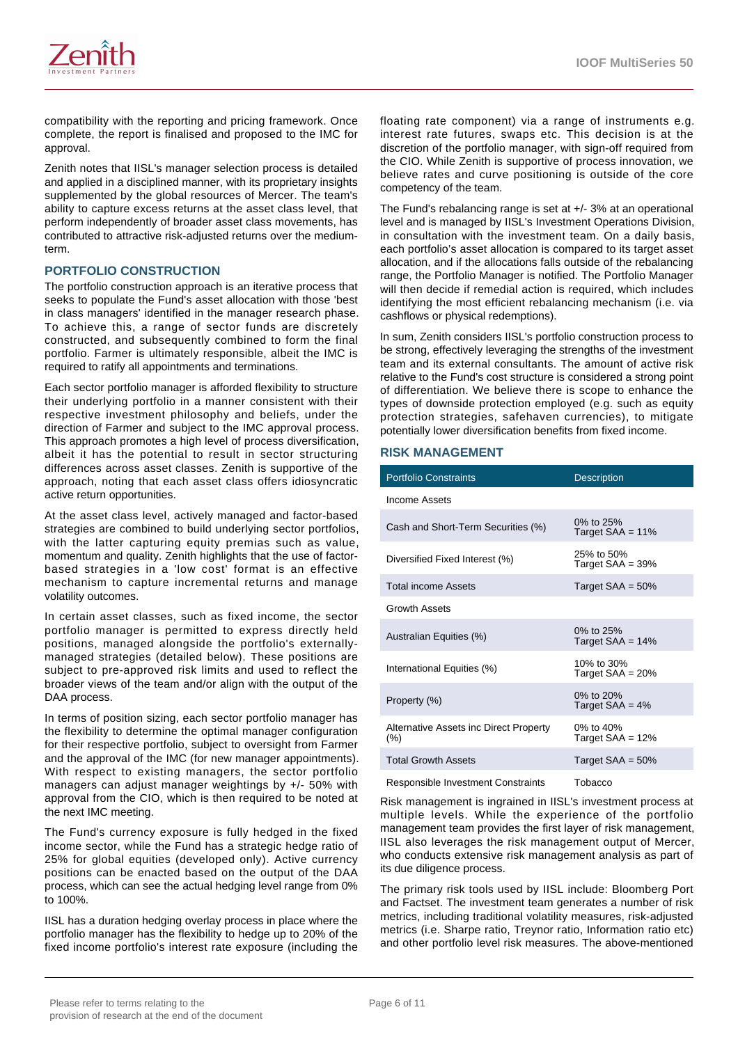compatibility with the reporting and pricing framework. Once complete, the report is finalised and proposed to the IMC for approval.

Zenith notes that IISL's manager selection process is detailed and applied in a disciplined manner, with its proprietary insights supplemented by the global resources of Mercer. The team's ability to capture excess returns at the asset class level, that perform independently of broader asset class movements, has contributed to attractive risk-adjusted returns over the medium-term.

## PORTFOLIO CONSTRUCTION

The portfolio construction approach is an iterative process that seeks to populate the Fund's asset allocation with those 'best in class managers' identified in the manager research phase. To achieve this, a range of sector funds are discretely constructed, and subsequently combined to form the final portfolio. Farmer is ultimately responsible, albeit the IMC is required to ratify all appointments and terminations.

Each sector portfolio manager is afforded flexibility to structure their underlying portfolio in a manner consistent with their respective investment philosophy and beliefs, under the direction of Farmer and subject to the IMC approval process. This approach promotes a high level of process diversification, albeit it has the potential to result in sector structuring differences across asset classes. Zenith is supportive of the approach, noting that each asset class offers idiosyncratic active return opportunities.

At the asset class level, actively managed and factor-based strategies are combined to build underlying sector portfolios, with the latter capturing equity premias such as value, momentum and quality. Zenith highlights that the use of factor-based strategies in a 'low cost' format is an effective mechanism to capture incremental returns and manage volatility outcomes.

In certain asset classes, such as fixed income, the sector portfolio manager is permitted to express directly held positions, managed alongside the portfolio's externally-managed strategies (detailed below). These positions are subject to pre-approved risk limits and used to reflect the broader views of the team and/or align with the output of the DAA process.

In terms of position sizing, each sector portfolio manager has the flexibility to determine the optimal manager configuration for their respective portfolio, subject to oversight from Farmer and the approval of the IMC (for new manager appointments). With respect to existing managers, the sector portfolio managers can adjust manager weightings by +/- 50% with approval from the CIO, which is then required to be noted at the next IMC meeting.

The Fund's currency exposure is fully hedged in the fixed income sector, while the Fund has a strategic hedge ratio of 25% for global equities (developed only). Active currency positions can be enacted based on the output of the DAA process, which can see the actual hedging level range from 0% to 100%.

IISL has a duration hedging overlay process in place where the portfolio manager has the flexibility to hedge up to 20% of the fixed income portfolio's interest rate exposure (including the floating rate component) via a range of instruments e.g. interest rate futures, swaps etc. This decision is at the discretion of the portfolio manager, with sign-off required from the CIO. While Zenith is supportive of process innovation, we believe rates and curve positioning is outside of the core competency of the team.

The Fund's rebalancing range is set at +/- 3% at an operational level and is managed by IISL's Investment Operations Division, in consultation with the investment team. On a daily basis, each portfolio's asset allocation is compared to its target asset allocation, and if the allocations falls outside of the rebalancing range, the Portfolio Manager is notified. The Portfolio Manager will then decide if remedial action is required, which includes identifying the most efficient rebalancing mechanism (i.e. via cashflows or physical redemptions).

In sum, Zenith considers IISL's portfolio construction process to be strong, effectively leveraging the strengths of the investment team and its external consultants. The amount of active risk relative to the Fund's cost structure is considered a strong point of differentiation. We believe there is scope to enhance the types of downside protection employed (e.g. such as equity protection strategies, safehaven currencies), to mitigate potentially lower diversification benefits from fixed income.

## RISK MANAGEMENT

| Portfolio Constraints | Description |
|---|---|
| Income Assets | |
| Cash and Short-Term Securities (%) | 0% to 25%<br>Target SAA = 11% |
| Diversified Fixed Interest (%) | 25% to 50%<br>Target SAA = 39% |
| Total income Assets | Target SAA = 50% |
| Growth Assets | |
| Australian Equities (%) | 0% to 25%<br>Target SAA = 14% |
| International Equities (%) | 10% to 30%<br>Target SAA = 20% |
| Property (%) | 0% to 20%<br>Target SAA = 4% |
| Alternative Assets inc Direct Property (%) | 0% to 40%<br>Target SAA = 12% |
| Total Growth Assets | Target SAA = 50% |
| Responsible Investment Constraints | Tobacco |

Risk management is ingrained in IISL's investment process at multiple levels. While the experience of the portfolio management team provides the first layer of risk management, IISL also leverages the risk management output of Mercer, who conducts extensive risk management analysis as part of its due diligence process.

The primary risk tools used by IISL include: Bloomberg Port and Factset. The investment team generates a number of risk metrics, including traditional volatility measures, risk-adjusted metrics (i.e. Sharpe ratio, Treynor ratio, Information ratio etc) and other portfolio level risk measures. The above-mentioned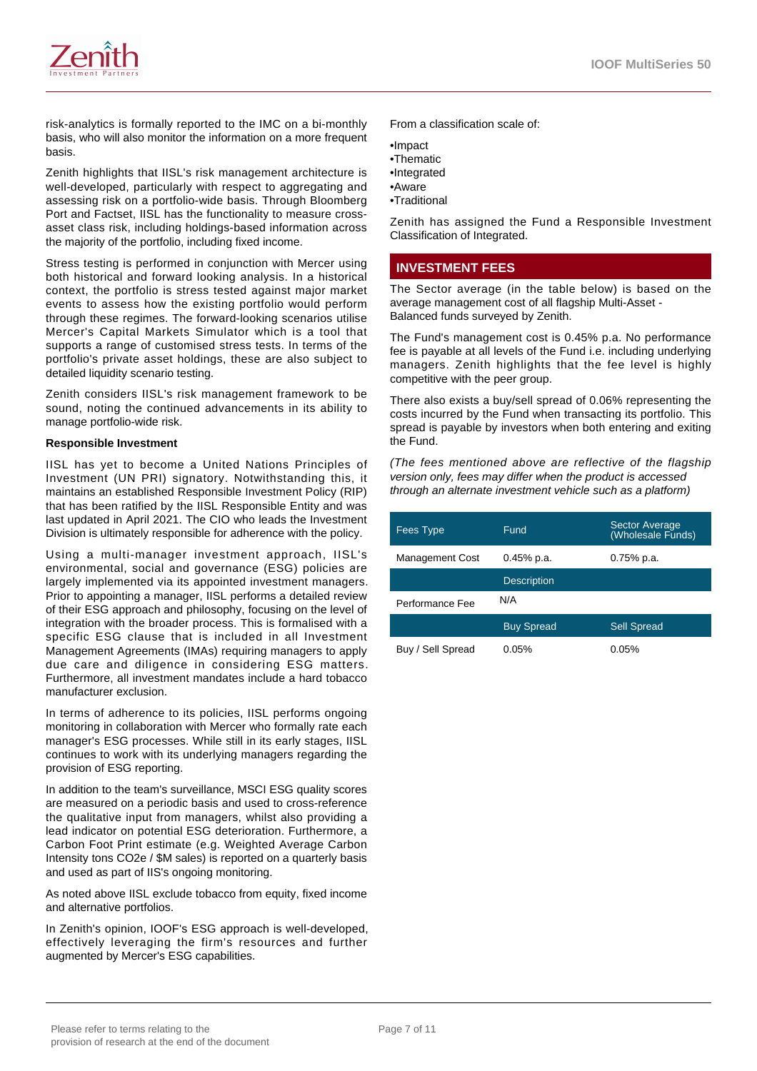risk-analytics is formally reported to the IMC on a bi-monthly basis, who will also monitor the information on a more frequent basis.

Zenith highlights that IISL's risk management architecture is well-developed, particularly with respect to aggregating and assessing risk on a portfolio-wide basis. Through Bloomberg Port and Factset, IISL has the functionality to measure cross-asset class risk, including holdings-based information across the majority of the portfolio, including fixed income.

Stress testing is performed in conjunction with Mercer using both historical and forward looking analysis. In a historical context, the portfolio is stress tested against major market events to assess how the existing portfolio would perform through these regimes. The forward-looking scenarios utilise Mercer's Capital Markets Simulator which is a tool that supports a range of customised stress tests. In terms of the portfolio's private asset holdings, these are also subject to detailed liquidity scenario testing.

Zenith considers IISL's risk management framework to be sound, noting the continued advancements in its ability to manage portfolio-wide risk.

**Responsible Investment**

IISL has yet to become a United Nations Principles of Investment (UN PRI) signatory. Notwithstanding this, it maintains an established Responsible Investment Policy (RIP) that has been ratified by the IISL Responsible Entity and was last updated in April 2021. The CIO who leads the Investment Division is ultimately responsible for adherence with the policy.

Using a multi-manager investment approach, IISL's environmental, social and governance (ESG) policies are largely implemented via its appointed investment managers. Prior to appointing a manager, IISL performs a detailed review of their ESG approach and philosophy, focusing on the level of integration with the broader process. This is formalised with a specific ESG clause that is included in all Investment Management Agreements (IMAs) requiring managers to apply due care and diligence in considering ESG matters. Furthermore, all investment mandates include a hard tobacco manufacturer exclusion.

In terms of adherence to its policies, IISL performs ongoing monitoring in collaboration with Mercer who formally rate each manager's ESG processes. While still in its early stages, IISL continues to work with its underlying managers regarding the provision of ESG reporting.

In addition to the team's surveillance, MSCI ESG quality scores are measured on a periodic basis and used to cross-reference the qualitative input from managers, whilst also providing a lead indicator on potential ESG deterioration. Furthermore, a Carbon Foot Print estimate (e.g. Weighted Average Carbon Intensity tons $CO_2e$ / $M sales) is reported on a quarterly basis and used as part of IIS's ongoing monitoring.

As noted above IISL exclude tobacco from equity, fixed income and alternative portfolios.

In Zenith's opinion, IOOF's ESG approach is well-developed, effectively leveraging the firm's resources and further augmented by Mercer's ESG capabilities.

From a classification scale of:

- •Impact
- •Thematic
- •Integrated
- •Aware
- •Traditional

Zenith has assigned the Fund a Responsible Investment Classification of Integrated.

## INVESTMENT FEES

The Sector average (in the table below) is based on the average management cost of all flagship Multi-Asset - Balanced funds surveyed by Zenith.

The Fund's management cost is 0.45% p.a. No performance fee is payable at all levels of the Fund i.e. including underlying managers. Zenith highlights that the fee level is highly competitive with the peer group.

There also exists a buy/sell spread of 0.06% representing the costs incurred by the Fund when transacting its portfolio. This spread is payable by investors when both entering and exiting the Fund.

*(The fees mentioned above are reflective of the flagship version only, fees may differ when the product is accessed through an alternate investment vehicle such as a platform)*

| Fees Type | Fund | Sector Average (Wholesale Funds) |
|---|---|---|
| Management Cost | 0.45% p.a. | 0.75% p.a. |
| | Description | |
| Performance Fee | N/A | |
| | Buy Spread | Sell Spread |
| Buy / Sell Spread | 0.05% | 0.05% |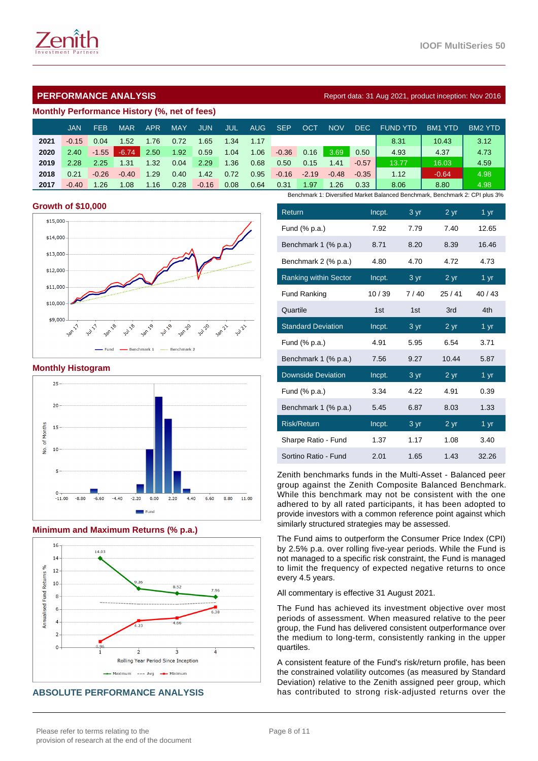## PERFORMANCE ANALYSIS

Report data: 31 Aug 2021, product inception: Nov 2016

### Monthly Performance History (%, net of fees)

| | JAN | FEB | MAR | APR | MAY | JUN | JUL | AUG | SEP | OCT | NOV | DEC | FUND YTD | BM1 YTD | BM2 YTD |
|---|---|---|---|---|---|---|---|---|---|---|---|---|---|---|---|
| 2021 | -0.15 | 0.04 | 1.52 | 1.76 | 0.72 | 1.65 | 1.34 | 1.17 | | | | | 8.31 | 10.43 | 3.12 |
| 2020 | 2.40 | -1.55 | -6.74 | 2.50 | 1.92 | 0.59 | 1.04 | 1.06 | -0.36 | 0.16 | 3.69 | 0.50 | 4.93 | 4.37 | 4.73 |
| 2019 | 2.28 | 2.25 | 1.31 | 1.32 | 0.04 | 2.29 | 1.36 | 0.68 | 0.50 | 0.15 | 1.41 | -0.57 | 13.77 | 16.03 | 4.59 |
| 2018 | 0.21 | -0.26 | -0.40 | 1.29 | 0.40 | 1.42 | 0.72 | 0.95 | -0.16 | -2.19 | -0.48 | -0.35 | 1.12 | -0.64 | 4.98 |
| 2017 | -0.40 | 1.26 | 1.08 | 1.16 | 0.28 | -0.16 | 0.08 | 0.64 | 0.31 | 1.97 | 1.26 | 0.33 | 8.06 | 8.80 | 4.98 |

Benchmark 1: Diversified Market Balanced Benchmark, Benchmark 2: CPI plus 3%

### Growth of $10,000

### Monthly Histogram

### Minimum and Maximum Returns (% p.a.)

| Return | Incpt. | 3 yr | 2 yr | 1 yr |
|---|---|---|---|---|
| Fund (% p.a.) | 7.92 | 7.79 | 7.40 | 12.65 |
| Benchmark 1 (% p.a.) | 8.71 | 8.20 | 8.39 | 16.46 |
| Benchmark 2 (% p.a.) | 4.80 | 4.70 | 4.72 | 4.73 |
| **Ranking within Sector** | **Incpt.** | **3 yr** | **2 yr** | **1 yr** |
| Fund Ranking | 10 / 39 | 7 / 40 | 25 / 41 | 40 / 43 |
| Quartile | 1st | 1st | 3rd | 4th |
| **Standard Deviation** | **Incpt.** | **3 yr** | **2 yr** | **1 yr** |
| Fund (% p.a.) | 4.91 | 5.95 | 6.54 | 3.71 |
| Benchmark 1 (% p.a.) | 7.56 | 9.27 | 10.44 | 5.87 |
| **Downside Deviation** | **Incpt.** | **3 yr** | **2 yr** | **1 yr** |
| Fund (% p.a.) | 3.34 | 4.22 | 4.91 | 0.39 |
| Benchmark 1 (% p.a.) | 5.45 | 6.87 | 8.03 | 1.33 |
| **Risk/Return** | **Incpt.** | **3 yr** | **2 yr** | **1 yr** |
| Sharpe Ratio - Fund | 1.37 | 1.17 | 1.08 | 3.40 |
| Sortino Ratio - Fund | 2.01 | 1.65 | 1.43 | 32.26 |

Zenith benchmarks funds in the Multi-Asset - Balanced peer group against the Zenith Composite Balanced Benchmark. While this benchmark may not be consistent with the one adhered to by all rated participants, it has been adopted to provide investors with a common reference point against which similarly structured strategies may be assessed.

The Fund aims to outperform the Consumer Price Index (CPI) by 2.5% p.a. over rolling five-year periods. While the Fund is not managed to a specific risk constraint, the Fund is managed to limit the frequency of expected negative returns to once every 4.5 years.

All commentary is effective 31 August 2021.

## ABSOLUTE PERFORMANCE ANALYSIS

The Fund has achieved its investment objective over most periods of assessment. When measured relative to the peer group, the Fund has delivered consistent outperformance over the medium to long-term, consistently ranking in the upper quartiles.

A consistent feature of the Fund's risk/return profile, has been the constrained volatility outcomes (as measured by Standard Deviation) relative to the Zenith assigned peer group, which has contributed to strong risk-adjusted returns over the

Please refer to terms relating to the provision of research at the end of the document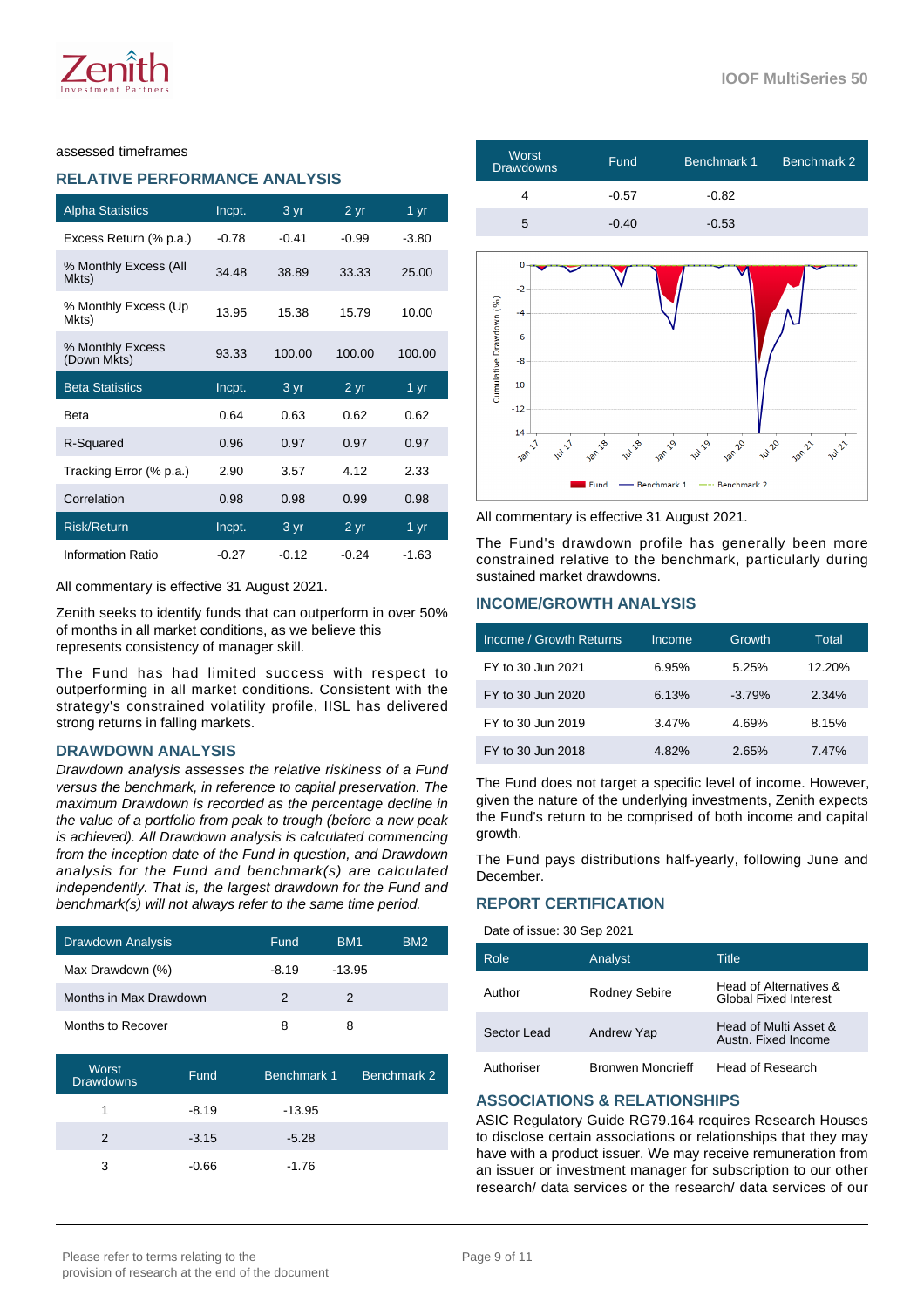assessed timeframes

## RELATIVE PERFORMANCE ANALYSIS

| Alpha Statistics | Incpt. | 3 yr | 2 yr | 1 yr |
|---|---|---|---|---|
| Excess Return (% p.a.) | -0.78 | -0.41 | -0.99 | -3.80 |
| % Monthly Excess (All Mkts) | 34.48 | 38.89 | 33.33 | 25.00 |
| % Monthly Excess (Up Mkts) | 13.95 | 15.38 | 15.79 | 10.00 |
| % Monthly Excess (Down Mkts) | 93.33 | 100.00 | 100.00 | 100.00 |
| **Beta Statistics** | **Incpt.** | **3 yr** | **2 yr** | **1 yr** |
| Beta | 0.64 | 0.63 | 0.62 | 0.62 |
| R-Squared | 0.96 | 0.97 | 0.97 | 0.97 |
| Tracking Error (% p.a.) | 2.90 | 3.57 | 4.12 | 2.33 |
| Correlation | 0.98 | 0.98 | 0.99 | 0.98 |
| **Risk/Return** | **Incpt.** | **3 yr** | **2 yr** | **1 yr** |
| Information Ratio | -0.27 | -0.12 | -0.24 | -1.63 |

All commentary is effective 31 August 2021.

Zenith seeks to identify funds that can outperform in over 50% of months in all market conditions, as we believe this represents consistency of manager skill.

The Fund has had limited success with respect to outperforming in all market conditions. Consistent with the strategy's constrained volatility profile, IISL has delivered strong returns in falling markets.

## DRAWDOWN ANALYSIS

*Drawdown analysis assesses the relative riskiness of a Fund versus the benchmark, in reference to capital preservation. The maximum Drawdown is recorded as the percentage decline in the value of a portfolio from peak to trough (before a new peak is achieved). All Drawdown analysis is calculated commencing from the inception date of the Fund in question, and Drawdown analysis for the Fund and benchmark(s) are calculated independently. That is, the largest drawdown for the Fund and benchmark(s) will not always refer to the same time period.*

| Drawdown Analysis | Fund | BM1 | BM2 |
|---|---|---|---|
| Max Drawdown (%) | -8.19 | -13.95 | |
| Months in Max Drawdown | 2 | 2 | |
| Months to Recover | 8 | 8 | |

| Worst Drawdowns | Fund | Benchmark 1 | Benchmark 2 |
|---|---|---|---|
| 1 | -8.19 | -13.95 | |
| 2 | -3.15 | -5.28 | |
| 3 | -0.66 | -1.76 | |
| 4 | -0.57 | -0.82 | |
| 5 | -0.40 | -0.53 | |

All commentary is effective 31 August 2021.

The Fund's drawdown profile has generally been more constrained relative to the benchmark, particularly during sustained market drawdowns.

## INCOME/GROWTH ANALYSIS

| Income / Growth Returns | Income | Growth | Total |
|---|---|---|---|
| FY to 30 Jun 2021 | 6.95% | 5.25% | 12.20% |
| FY to 30 Jun 2020 | 6.13% | -3.79% | 2.34% |
| FY to 30 Jun 2019 | 3.47% | 4.69% | 8.15% |
| FY to 30 Jun 2018 | 4.82% | 2.65% | 7.47% |

The Fund does not target a specific level of income. However, given the nature of the underlying investments, Zenith expects the Fund's return to be comprised of both income and capital growth.

The Fund pays distributions half-yearly, following June and December.

## REPORT CERTIFICATION

Date of issue: 30 Sep 2021

| Role | Analyst | Title |
|---|---|---|
| Author | Rodney Sebire | Head of Alternatives & Global Fixed Interest |
| Sector Lead | Andrew Yap | Head of Multi Asset & Austn. Fixed Income |
| Authoriser | Bronwen Moncrieff | Head of Research |

## ASSOCIATIONS & RELATIONSHIPS

ASIC Regulatory Guide RG79.164 requires Research Houses to disclose certain associations or relationships that they may have with a product issuer. We may receive remuneration from an issuer or investment manager for subscription to our other research/ data services or the research/ data services of our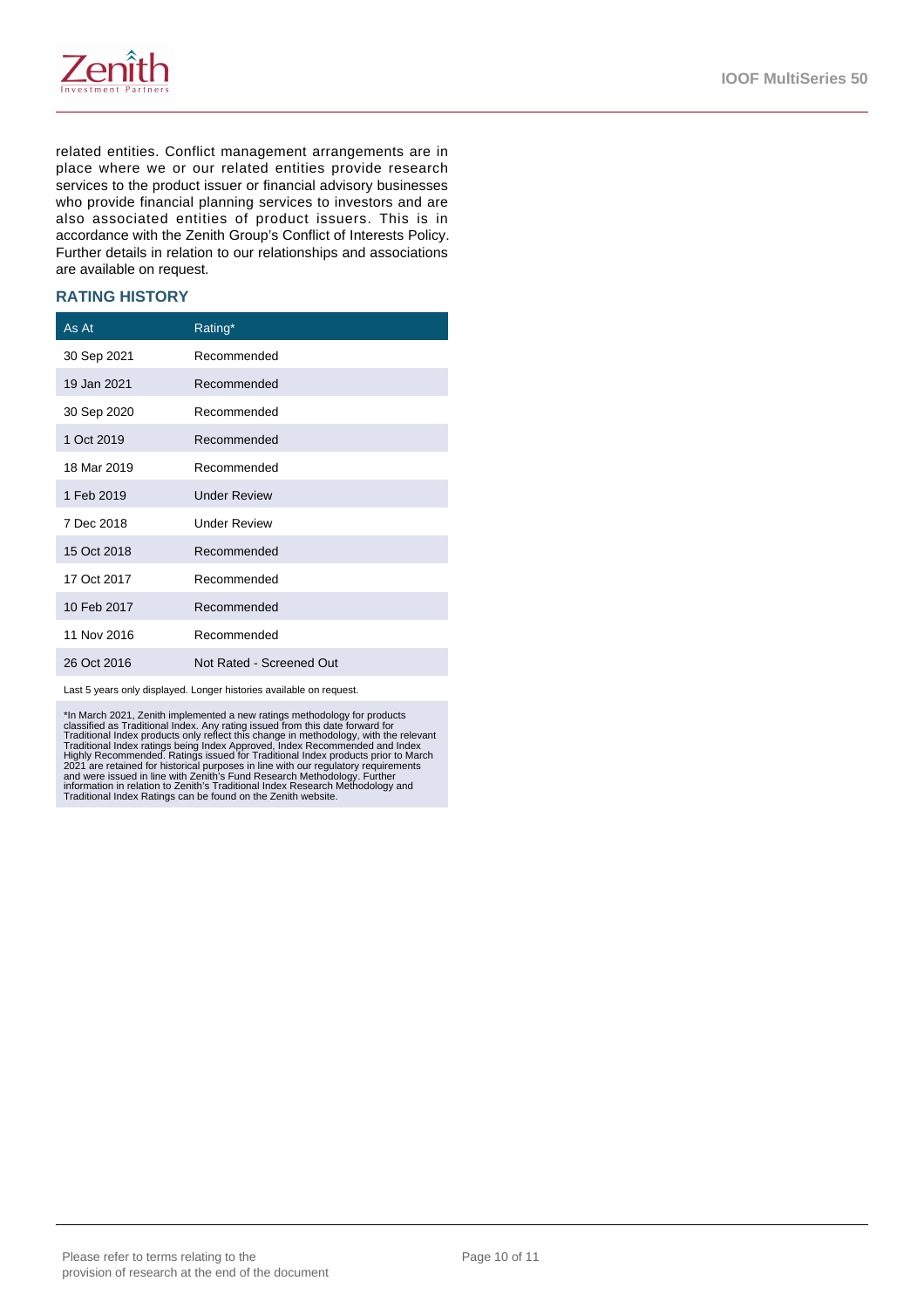related entities. Conflict management arrangements are in place where we or our related entities provide research services to the product issuer or financial advisory businesses who provide financial planning services to investors and are also associated entities of product issuers. This is in accordance with the Zenith Group's Conflict of Interests Policy. Further details in relation to our relationships and associations are available on request.

## RATING HISTORY

| As At | Rating* |
| --- | --- |
| 30 Sep 2021 | Recommended |
| 19 Jan 2021 | Recommended |
| 30 Sep 2020 | Recommended |
| 1 Oct 2019 | Recommended |
| 18 Mar 2019 | Recommended |
| 1 Feb 2019 | Under Review |
| 7 Dec 2018 | Under Review |
| 15 Oct 2018 | Recommended |
| 17 Oct 2017 | Recommended |
| 10 Feb 2017 | Recommended |
| 11 Nov 2016 | Recommended |
| 26 Oct 2016 | Not Rated - Screened Out |

Last 5 years only displayed. Longer histories available on request.

*In March 2021, Zenith implemented a new ratings methodology for products classified as Traditional Index. Any rating issued from this date forward for Traditional Index products only reflect this change in methodology, with the relevant Traditional Index ratings being Index Approved, Index Recommended and Index Highly Recommended. Ratings issued for Traditional Index products prior to March 2021 are retained for historical purposes in line with our regulatory requirements and were issued in line with Zenith's Fund Research Methodology. Further information in relation to Zenith's Traditional Index Research Methodology and Traditional Index Ratings can be found on the Zenith website.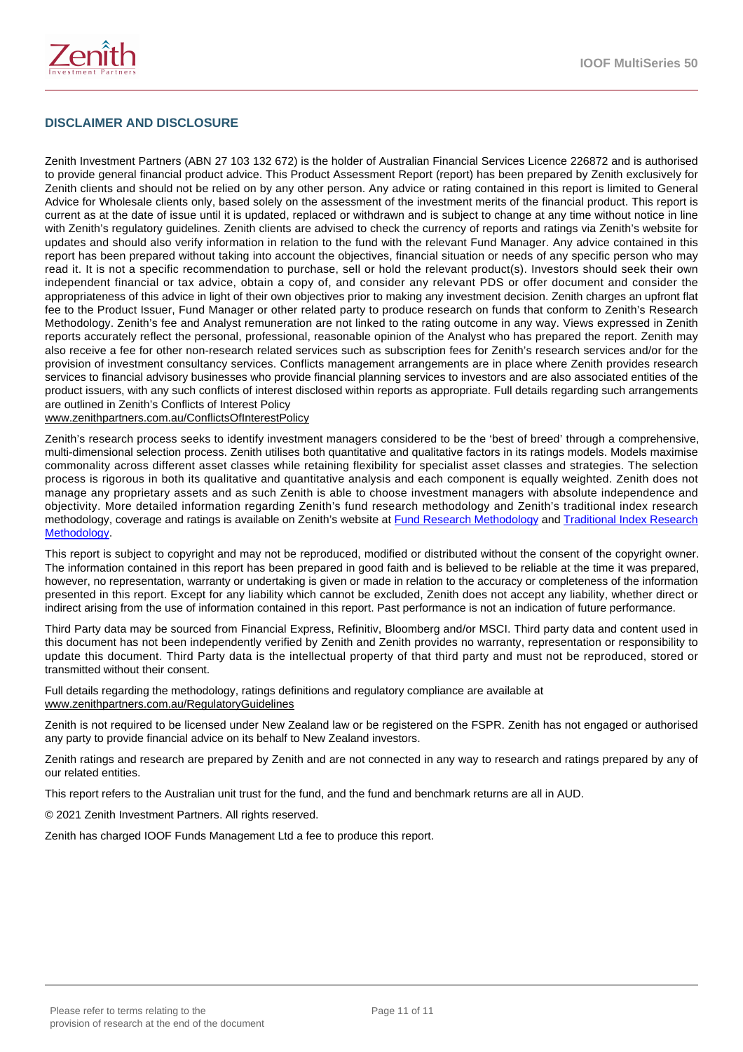## DISCLAIMER AND DISCLOSURE

Zenith Investment Partners (ABN 27 103 132 672) is the holder of Australian Financial Services Licence 226872 and is authorised to provide general financial product advice. This Product Assessment Report (report) has been prepared by Zenith exclusively for Zenith clients and should not be relied on by any other person. Any advice or rating contained in this report is limited to General Advice for Wholesale clients only, based solely on the assessment of the investment merits of the financial product. This report is current as at the date of issue until it is updated, replaced or withdrawn and is subject to change at any time without notice in line with Zenith's regulatory guidelines. Zenith clients are advised to check the currency of reports and ratings via Zenith's website for updates and should also verify information in relation to the fund with the relevant Fund Manager. Any advice contained in this report has been prepared without taking into account the objectives, financial situation or needs of any specific person who may read it. It is not a specific recommendation to purchase, sell or hold the relevant product(s). Investors should seek their own independent financial or tax advice, obtain a copy of, and consider any relevant PDS or offer document and consider the appropriateness of this advice in light of their own objectives prior to making any investment decision. Zenith charges an upfront flat fee to the Product Issuer, Fund Manager or other related party to produce research on funds that conform to Zenith's Research Methodology. Zenith's fee and Analyst remuneration are not linked to the rating outcome in any way. Views expressed in Zenith reports accurately reflect the personal, professional, reasonable opinion of the Analyst who has prepared the report. Zenith may also receive a fee for other non-research related services such as subscription fees for Zenith's research services and/or for the provision of investment consultancy services. Conflicts management arrangements are in place where Zenith provides research services to financial advisory businesses who provide financial planning services to investors and are also associated entities of the product issuers, with any such conflicts of interest disclosed within reports as appropriate. Full details regarding such arrangements are outlined in Zenith's Conflicts of Interest Policy
www.zenithpartners.com.au/ConflictsOfInterestPolicy

Zenith's research process seeks to identify investment managers considered to be the 'best of breed' through a comprehensive, multi-dimensional selection process. Zenith utilises both quantitative and qualitative factors in its ratings models. Models maximise commonality across different asset classes while retaining flexibility for specialist asset classes and strategies. The selection process is rigorous in both its qualitative and quantitative analysis and each component is equally weighted. Zenith does not manage any proprietary assets and as such Zenith is able to choose investment managers with absolute independence and objectivity. More detailed information regarding Zenith's fund research methodology and Zenith's traditional index research methodology, coverage and ratings is available on Zenith's website at Fund Research Methodology and Traditional Index Research Methodology.

This report is subject to copyright and may not be reproduced, modified or distributed without the consent of the copyright owner. The information contained in this report has been prepared in good faith and is believed to be reliable at the time it was prepared, however, no representation, warranty or undertaking is given or made in relation to the accuracy or completeness of the information presented in this report. Except for any liability which cannot be excluded, Zenith does not accept any liability, whether direct or indirect arising from the use of information contained in this report. Past performance is not an indication of future performance.

Third Party data may be sourced from Financial Express, Refinitiv, Bloomberg and/or MSCI. Third party data and content used in this document has not been independently verified by Zenith and Zenith provides no warranty, representation or responsibility to update this document. Third Party data is the intellectual property of that third party and must not be reproduced, stored or transmitted without their consent.

Full details regarding the methodology, ratings definitions and regulatory compliance are available at
www.zenithpartners.com.au/RegulatoryGuidelines

Zenith is not required to be licensed under New Zealand law or be registered on the FSPR. Zenith has not engaged or authorised any party to provide financial advice on its behalf to New Zealand investors.

Zenith ratings and research are prepared by Zenith and are not connected in any way to research and ratings prepared by any of our related entities.

This report refers to the Australian unit trust for the fund, and the fund and benchmark returns are all in AUD.

© 2021 Zenith Investment Partners. All rights reserved.

Zenith has charged IOOF Funds Management Ltd a fee to produce this report.